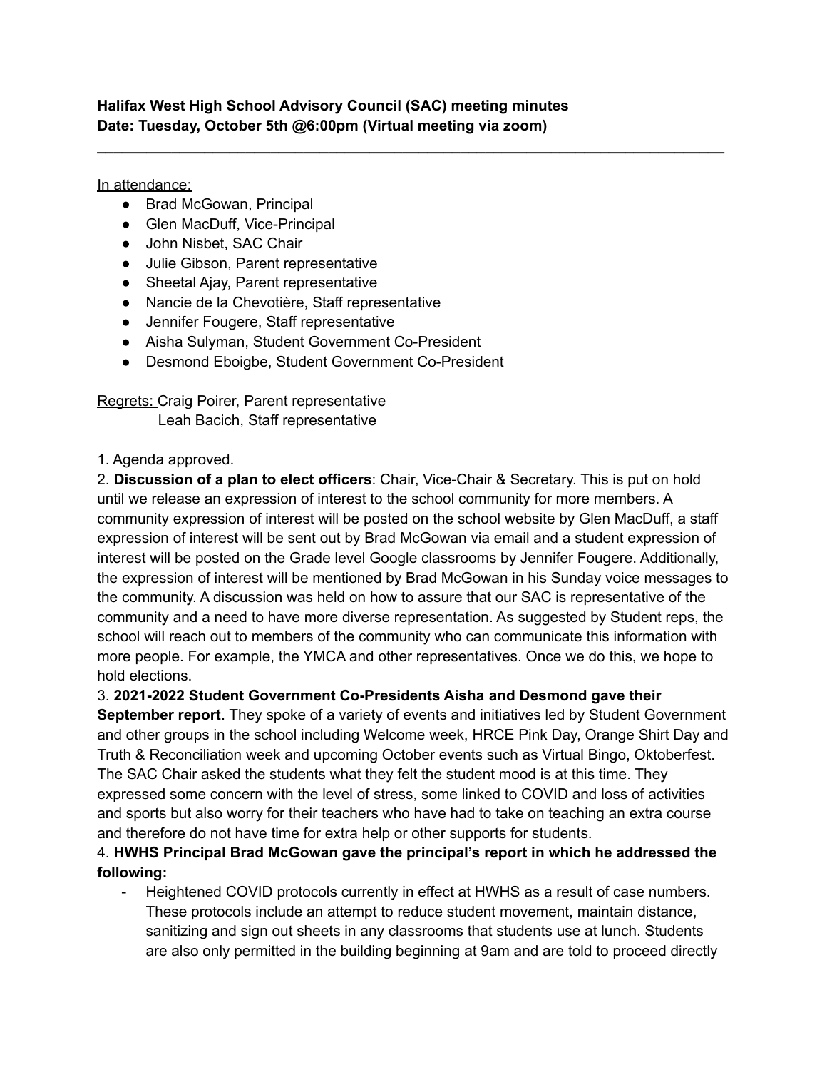**Halifax West High School Advisory Council (SAC) meeting minutes**
**Date: Tuesday, October 5th @6:00pm (Virtual meeting via zoom)**

---

In attendance:

- Brad McGowan, Principal
- Glen MacDuff, Vice-Principal
- John Nisbet, SAC Chair
- Julie Gibson, Parent representative
- Sheetal Ajay, Parent representative
- Nancie de la Chevotière, Staff representative
- Jennifer Fougere, Staff representative
- Aisha Sulyman, Student Government Co-President
- Desmond Eboigbe, Student Government Co-President

Regrets: Craig Poirer, Parent representative
Leah Bacich, Staff representative

1. Agenda approved.
2. **Discussion of a plan to elect officers**: Chair, Vice-Chair & Secretary. This is put on hold until we release an expression of interest to the school community for more members. A community expression of interest will be posted on the school website by Glen MacDuff, a staff expression of interest will be sent out by Brad McGowan via email and a student expression of interest will be posted on the Grade level Google classrooms by Jennifer Fougere. Additionally, the expression of interest will be mentioned by Brad McGowan in his Sunday voice messages to the community. A discussion was held on how to assure that our SAC is representative of the community and a need to have more diverse representation. As suggested by Student reps, the school will reach out to members of the community who can communicate this information with more people. For example, the YMCA and other representatives. Once we do this, we hope to hold elections.
3. **2021-2022 Student Government Co-Presidents Aisha and Desmond gave their September report.** They spoke of a variety of events and initiatives led by Student Government and other groups in the school including Welcome week, HRCE Pink Day, Orange Shirt Day and Truth & Reconciliation week and upcoming October events such as Virtual Bingo, Oktoberfest. The SAC Chair asked the students what they felt the student mood is at this time. They expressed some concern with the level of stress, some linked to COVID and loss of activities and sports but also worry for their teachers who have had to take on teaching an extra course and therefore do not have time for extra help or other supports for students.
4. **HWHS Principal Brad McGowan gave the principal's report in which he addressed the following:**
   - Heightened COVID protocols currently in effect at HWHS as a result of case numbers. These protocols include an attempt to reduce student movement, maintain distance, sanitizing and sign out sheets in any classrooms that students use at lunch. Students are also only permitted in the building beginning at 9am and are told to proceed directly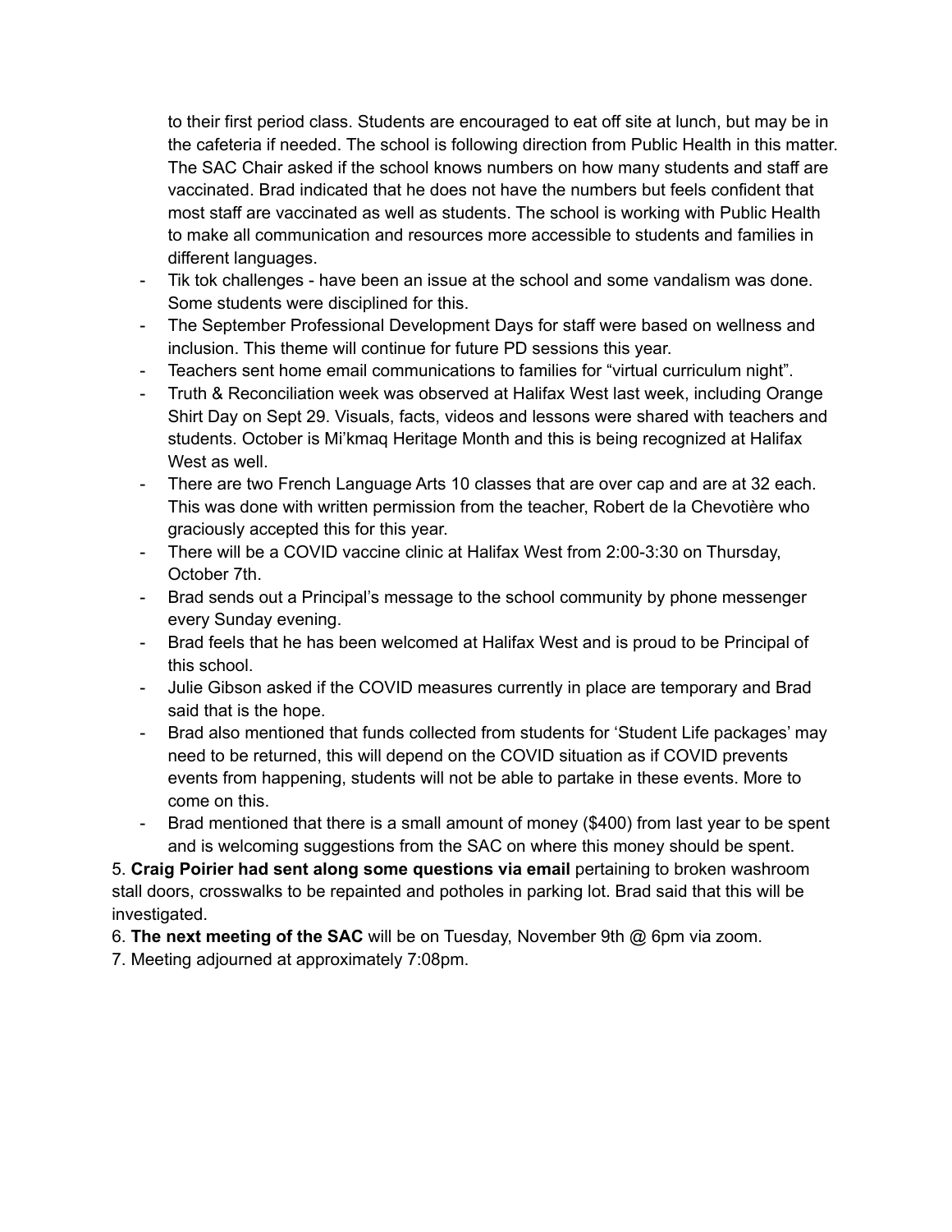to their first period class. Students are encouraged to eat off site at lunch, but may be in the cafeteria if needed. The school is following direction from Public Health in this matter. The SAC Chair asked if the school knows numbers on how many students and staff are vaccinated. Brad indicated that he does not have the numbers but feels confident that most staff are vaccinated as well as students. The school is working with Public Health to make all communication and resources more accessible to students and families in different languages.

- Tik tok challenges - have been an issue at the school and some vandalism was done. Some students were disciplined for this.
- The September Professional Development Days for staff were based on wellness and inclusion. This theme will continue for future PD sessions this year.
- Teachers sent home email communications to families for “virtual curriculum night”.
- Truth & Reconciliation week was observed at Halifax West last week, including Orange Shirt Day on Sept 29. Visuals, facts, videos and lessons were shared with teachers and students. October is Mi’kmaq Heritage Month and this is being recognized at Halifax West as well.
- There are two French Language Arts 10 classes that are over cap and are at 32 each. This was done with written permission from the teacher, Robert de la Chevotière who graciously accepted this for this year.
- There will be a COVID vaccine clinic at Halifax West from 2:00-3:30 on Thursday, October 7th.
- Brad sends out a Principal’s message to the school community by phone messenger every Sunday evening.
- Brad feels that he has been welcomed at Halifax West and is proud to be Principal of this school.
- Julie Gibson asked if the COVID measures currently in place are temporary and Brad said that is the hope.
- Brad also mentioned that funds collected from students for ‘Student Life packages’ may need to be returned, this will depend on the COVID situation as if COVID prevents events from happening, students will not be able to partake in these events. More to come on this.
- Brad mentioned that there is a small amount of money ($400) from last year to be spent and is welcoming suggestions from the SAC on where this money should be spent.

5. **Craig Poirier had sent along some questions via email** pertaining to broken washroom stall doors, crosswalks to be repainted and potholes in parking lot. Brad said that this will be investigated.
6. **The next meeting of the SAC** will be on Tuesday, November 9th @ 6pm via zoom.
7. Meeting adjourned at approximately 7:08pm.